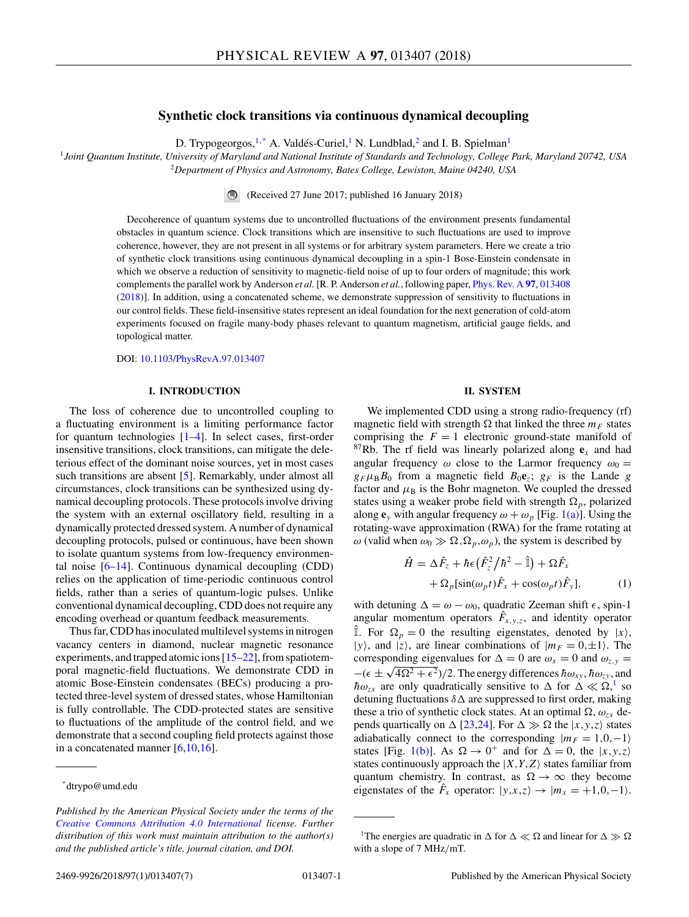# Synthetic clock transitions via continuous dynamical decoupling

D. Trypogeorgos,[1,*] A. Valdés-Curiel,[1] N. Lundblad,[2] and I. B. Spielman[1]

[1]*Joint Quantum Institute, University of Maryland and National Institute of Standards and Technology, College Park, Maryland 20742, USA*

[2]*Department of Physics and Astronomy, Bates College, Lewiston, Maine 04240, USA*

(Received 27 June 2017; published 16 January 2018)

Decoherence of quantum systems due to uncontrolled fluctuations of the environment presents fundamental obstacles in quantum science. Clock transitions which are insensitive to such fluctuations are used to improve coherence, however, they are not present in all systems or for arbitrary system parameters. Here we create a trio of synthetic clock transitions using continuous dynamical decoupling in a spin-1 Bose-Einstein condensate in which we observe a reduction of sensitivity to magnetic-field noise of up to four orders of magnitude; this work complements the parallel work by Anderson *et al.* [R. P. Anderson *et al.*, following paper, Phys. Rev. A **97**, 013408 (2018)]. In addition, using a concatenated scheme, we demonstrate suppression of sensitivity to fluctuations in our control fields. These field-insensitive states represent an ideal foundation for the next generation of cold-atom experiments focused on fragile many-body phases relevant to quantum magnetism, artificial gauge fields, and topological matter.

DOI: 10.1103/PhysRevA.97.013407

## I. INTRODUCTION

The loss of coherence due to uncontrolled coupling to a fluctuating environment is a limiting performance factor for quantum technologies [1–4]. In select cases, first-order insensitive transitions, clock transitions, can mitigate the deleterious effect of the dominant noise sources, yet in most cases such transitions are absent [5]. Remarkably, under almost all circumstances, clock transitions can be synthesized using dynamical decoupling protocols. These protocols involve driving the system with an external oscillatory field, resulting in a dynamically protected dressed system. A number of dynamical decoupling protocols, pulsed or continuous, have been shown to isolate quantum systems from low-frequency environmental noise [6–14]. Continuous dynamical decoupling (CDD) relies on the application of time-periodic continuous control fields, rather than a series of quantum-logic pulses. Unlike conventional dynamical decoupling, CDD does not require any encoding overhead or quantum feedback measurements.

Thus far, CDD has inoculated multilevel systems in nitrogen vacancy centers in diamond, nuclear magnetic resonance experiments, and trapped atomic ions [15–22], from spatiotemporal magnetic-field fluctuations. We demonstrate CDD in atomic Bose-Einstein condensates (BECs) producing a protected three-level system of dressed states, whose Hamiltonian is fully controllable. The CDD-protected states are sensitive to fluctuations of the amplitude of the control field, and we demonstrate that a second coupling field protects against those in a concatenated manner [6,10,16].

## II. SYSTEM

We implemented CDD using a strong radio-frequency (rf) magnetic field with strength $\Omega$ that linked the three $m_F$ states comprising the $F = 1$ electronic ground-state manifold of $^{87}$Rb. The rf field was linearly polarized along $\mathbf{e}_x$ and had angular frequency $\omega$ close to the Larmor frequency $\omega_0 = g_F \mu_B B_0$ from a magnetic field $B_0 \mathbf{e}_z$; $g_F$ is the Lande $g$ factor and $\mu_B$ is the Bohr magneton. We coupled the dressed states using a weaker probe field with strength $\Omega_p$, polarized along $\mathbf{e}_y$ with angular frequency $\omega + \omega_p$ [Fig. 1(a)]. Using the rotating-wave approximation (RWA) for the frame rotating at $\omega$ (valid when $\omega_0 \gg \Omega, \Omega_p, \omega_p$), the system is described by

$$\hat{H} = \Delta \hat{F}_z + \hbar\epsilon\left(\hat{F}_z^2/\hbar^2 - \hat{\mathbb{I}}\right) + \Omega \hat{F}_x + \Omega_p[\sin(\omega_p t)\hat{F}_x + \cos(\omega_p t)\hat{F}_y], \tag{1}$$

with detuning $\Delta = \omega - \omega_0$, quadratic Zeeman shift $\epsilon$, spin-1 angular momentum operators $\hat{F}_{x,y,z}$, and identity operator $\hat{\mathbb{I}}$. For $\Omega_p = 0$ the resulting eigenstates, denoted by $|x\rangle$, $|y\rangle$, and $|z\rangle$, are linear combinations of $|m_F = 0, \pm 1\rangle$. The corresponding eigenvalues for $\Delta = 0$ are $\omega_x = 0$ and $\omega_{z,y} = -(\epsilon \pm \sqrt{4\Omega^2 + \epsilon^2})/2$. The energy differences $\hbar\omega_{xy}$, $\hbar\omega_{zy}$, and $\hbar\omega_{zx}$ are only quadratically sensitive to $\Delta$ for $\Delta \ll \Omega$,[1] so detuning fluctuations $\delta\Delta$ are suppressed to first order, making these a trio of synthetic clock states. At an optimal $\Omega$, $\omega_{zx}$ depends quartically on $\Delta$ [23,24]. For $\Delta \gg \Omega$ the $|x,y,z\rangle$ states adiabatically connect to the corresponding $|m_F = 1, 0, -1\rangle$ states [Fig. 1(b)]. As $\Omega \to 0^+$ and for $\Delta = 0$, the $|x,y,z\rangle$ states continuously approach the $|X,Y,Z\rangle$ states familiar from quantum chemistry. In contrast, as $\Omega \to \infty$ they become eigenstates of the $\hat{F}_x$ operator: $|y,x,z\rangle \to |m_x = +1, 0, -1\rangle$.

---

*dtrypo@umd.edu

*Published by the American Physical Society under the terms of the Creative Commons Attribution 4.0 International license. Further distribution of this work must maintain attribution to the author(s) and the published article's title, journal citation, and DOI.*

[1]The energies are quadratic in $\Delta$ for $\Delta \ll \Omega$ and linear for $\Delta \gg \Omega$ with a slope of 7 MHz/mT.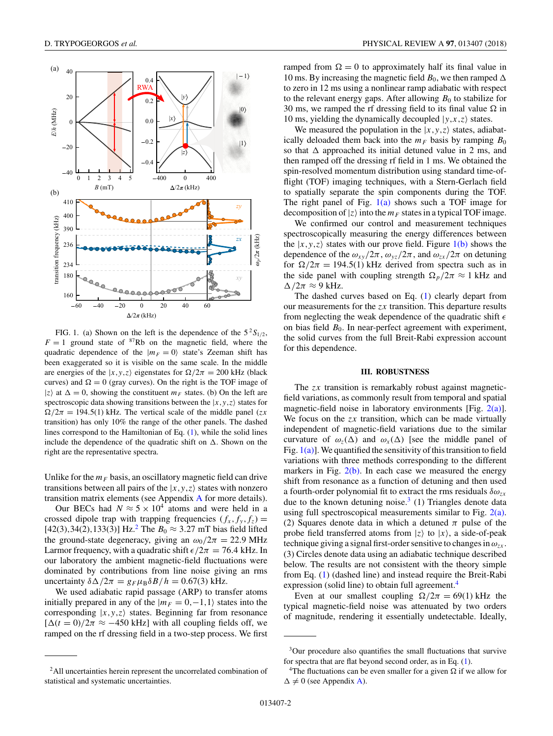FIG. 1. (a) Shown on the left is the dependence of the $5\,^2S_{1/2}$, $F = 1$ ground state of $^{87}$Rb on the magnetic field, where the quadratic dependence of the $|m_F = 0\rangle$ state's Zeeman shift has been exaggerated so it is visible on the same scale. In the middle are energies of the $|x,y,z\rangle$ eigenstates for $\Omega/2\pi = 200$ kHz (black curves) and $\Omega = 0$ (gray curves). On the right is the TOF image of $|z\rangle$ at $\Delta = 0$, showing the constituent $m_F$ states. (b) On the left are spectroscopic data showing transitions between the $|x,y,z\rangle$ states for $\Omega/2\pi = 194.5(1)$ kHz. The vertical scale of the middle panel ($zx$ transition) has only 10% the range of the other panels. The dashed lines correspond to the Hamiltonian of Eq. (1), while the solid lines include the dependence of the quadratic shift on $\Delta$. Shown on the right are the representative spectra.

Unlike for the $m_F$ basis, an oscillatory magnetic field can drive transitions between all pairs of the $|x,y,z\rangle$ states with nonzero transition matrix elements (see Appendix A for more details).

Our BECs had $N \approx 5 \times 10^4$ atoms and were held in a crossed dipole trap with trapping frequencies $(f_x, f_y, f_z) = [42(3), 34(2), 133(3)]$ Hz.[2] The $B_0 \approx 3.27$ mT bias field lifted the ground-state degeneracy, giving an $\omega_0/2\pi = 22.9$ MHz Larmor frequency, with a quadratic shift $\epsilon/2\pi = 76.4$ kHz. In our laboratory the ambient magnetic-field fluctuations were dominated by contributions from line noise giving an rms uncertainty $\delta\Delta/2\pi = g_F \mu_B \delta B/h = 0.67(3)$ kHz.

We used adiabatic rapid passage (ARP) to transfer atoms initially prepared in any of the $|m_F = 0,-1,1\rangle$ states into the corresponding $|x,y,z\rangle$ states. Beginning far from resonance [$\Delta(t=0)/2\pi \approx -450$ kHz] with all coupling fields off, we ramped on the rf dressing field in a two-step process. We first ramped from $\Omega = 0$ to approximately half its final value in 10 ms. By increasing the magnetic field $B_0$, we then ramped $\Delta$ to zero in 12 ms using a nonlinear ramp adiabatic with respect to the relevant energy gaps. After allowing $B_0$ to stabilize for 30 ms, we ramped the rf dressing field to its final value $\Omega$ in 10 ms, yielding the dynamically decoupled $|y,x,z\rangle$ states.

We measured the population in the $|x,y,z\rangle$ states, adiabatically deloaded them back into the $m_F$ basis by ramping $B_0$ so that $\Delta$ approached its initial detuned value in 2 ms, and then ramped off the dressing rf field in 1 ms. We obtained the spin-resolved momentum distribution using standard time-of-flight (TOF) imaging techniques, with a Stern-Gerlach field to spatially separate the spin components during the TOF. The right panel of Fig. 1(a) shows such a TOF image for decomposition of $|z\rangle$ into the $m_F$ states in a typical TOF image.

We confirmed our control and measurement techniques spectroscopically measuring the energy differences between the $|x,y,z\rangle$ states with our prove field. Figure 1(b) shows the dependence of the $\omega_{xy}/2\pi$, $\omega_{yz}/2\pi$, and $\omega_{zx}/2\pi$ on detuning for $\Omega/2\pi = 194.5(1)$ kHz derived from spectra such as in the side panel with coupling strength $\Omega_p/2\pi \approx 1$ kHz and $\Delta/2\pi \approx 9$ kHz.

The dashed curves based on Eq. (1) clearly depart from our measurements for the $zx$ transition. This departure results from neglecting the weak dependence of the quadratic shift $\epsilon$ on bias field $B_0$. In near-perfect agreement with experiment, the solid curves from the full Breit-Rabi expression account for this dependence.

## III. ROBUSTNESS

The $zx$ transition is remarkably robust against magnetic-field variations, as commonly result from temporal and spatial magnetic-field noise in laboratory environments [Fig. 2(a)]. We focus on the $zx$ transition, which can be made virtually independent of magnetic-field variations due to the similar curvature of $\omega_z(\Delta)$ and $\omega_x(\Delta)$ [see the middle panel of Fig. 1(a)]. We quantified the sensitivity of this transition to field variations with three methods corresponding to the different markers in Fig. 2(b). In each case we measured the energy shift from resonance as a function of detuning and then used a fourth-order polynomial fit to extract the rms residuals $\delta\omega_{zx}$ due to the known detuning noise.[3] (1) Triangles denote data using full spectroscopical measurements similar to Fig. 2(a). (2) Squares denote data in which a detuned $\pi$ pulse of the probe field transferred atoms from $|z\rangle$ to $|x\rangle$, a side-of-peak technique giving a signal first-order sensitive to changes in $\omega_{zx}$. (3) Circles denote data using an adiabatic technique described below. The results are not consistent with the theory simple from Eq. (1) (dashed line) and instead require the Breit-Rabi expression (solid line) to obtain full agreement.[4]

Even at our smallest coupling $\Omega/2\pi = 69(1)$ kHz the typical magnetic-field noise was attenuated by two orders of magnitude, rendering it essentially undetectable. Ideally,

---

[2] All uncertainties herein represent the uncorrelated combination of statistical and systematic uncertainties.

[3] Our procedure also quantifies the small fluctuations that survive for spectra that are flat beyond second order, as in Eq. (1).

[4] The fluctuations can be even smaller for a given $\Omega$ if we allow for $\Delta \neq 0$ (see Appendix A).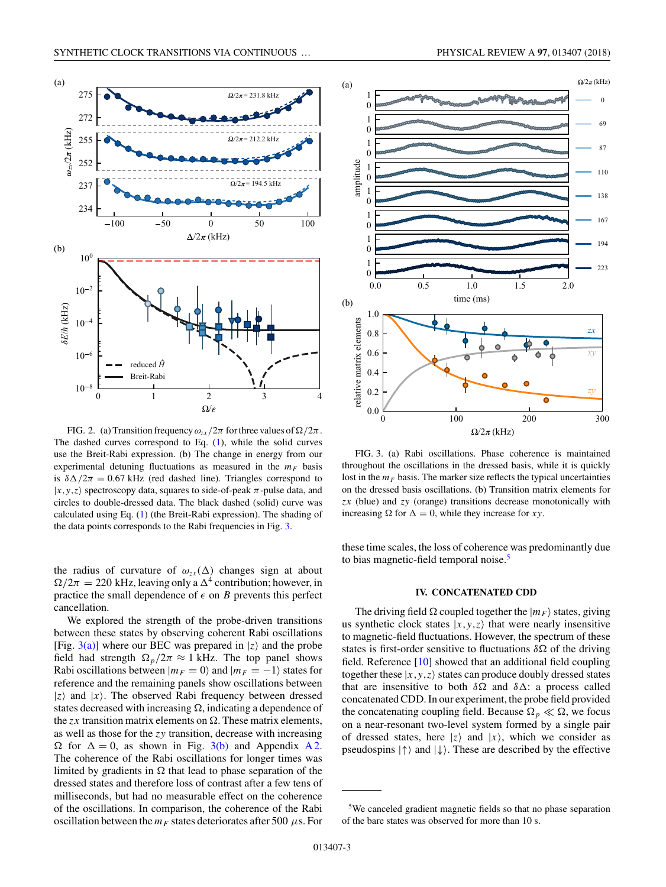FIG. 2. (a) Transition frequency $\omega_{zx}/2\pi$ for three values of $\Omega/2\pi$. The dashed curves correspond to Eq. (1), while the solid curves use the Breit-Rabi expression. (b) The change in energy from our experimental detuning fluctuations as measured in the $m_F$ basis is $\delta\Delta/2\pi = 0.67$ kHz (red dashed line). Triangles correspond to $|x,y,z\rangle$ spectroscopy data, squares to side-of-peak $\pi$-pulse data, and circles to double-dressed data. The black dashed (solid) curve was calculated using Eq. (1) (the Breit-Rabi expression). The shading of the data points corresponds to the Rabi frequencies in Fig. 3.

the radius of curvature of $\omega_{zx}(\Delta)$ changes sign at about $\Omega/2\pi = 220$ kHz, leaving only a $\Delta^4$ contribution; however, in practice the small dependence of $\epsilon$ on $B$ prevents this perfect cancellation.

We explored the strength of the probe-driven transitions between these states by observing coherent Rabi oscillations [Fig. 3(a)] where our BEC was prepared in $|z\rangle$ and the probe field had strength $\Omega_p/2\pi \approx 1$ kHz. The top panel shows Rabi oscillations between $|m_F = 0\rangle$ and $|m_F = -1\rangle$ states for reference and the remaining panels show oscillations between $|z\rangle$ and $|x\rangle$. The observed Rabi frequency between dressed states decreased with increasing $\Omega$, indicating a dependence of the $zx$ transition matrix elements on $\Omega$. These matrix elements, as well as those for the $zy$ transition, decrease with increasing $\Omega$ for $\Delta = 0$, as shown in Fig. 3(b) and Appendix A 2. The coherence of the Rabi oscillations for longer times was limited by gradients in $\Omega$ that lead to phase separation of the dressed states and therefore loss of contrast after a few tens of milliseconds, but had no measurable effect on the coherence of the oscillations. In comparison, the coherence of the Rabi oscillation between the $m_F$ states deteriorates after 500 $\mu$s. For these time scales, the loss of coherence was predominantly due to bias magnetic-field temporal noise.[5]

FIG. 3. (a) Rabi oscillations. Phase coherence is maintained throughout the oscillations in the dressed basis, while it is quickly lost in the $m_F$ basis. The marker size reflects the typical uncertainties on the dressed basis oscillations. (b) Transition matrix elements for $zx$ (blue) and $zy$ (orange) transitions decrease monotonically with increasing $\Omega$ for $\Delta = 0$, while they increase for $xy$.

## IV. CONCATENATED CDD

The driving field $\Omega$ coupled together the $|m_F\rangle$ states, giving us synthetic clock states $|x,y,z\rangle$ that were nearly insensitive to magnetic-field fluctuations. However, the spectrum of these states is first-order sensitive to fluctuations $\delta\Omega$ of the driving field. Reference [10] showed that an additional field coupling together these $|x,y,z\rangle$ states can produce doubly dressed states that are insensitive to both $\delta\Omega$ and $\delta\Delta$: a process called concatenated CDD. In our experiment, the probe field provided the concatenating coupling field. Because $\Omega_p \ll \Omega$, we focus on a near-resonant two-level system formed by a single pair of dressed states, here $|z\rangle$ and $|x\rangle$, which we consider as pseudospins $|\uparrow\rangle$ and $|\downarrow\rangle$. These are described by the effective

[5] We canceled gradient magnetic fields so that no phase separation of the bare states was observed for more than 10 s.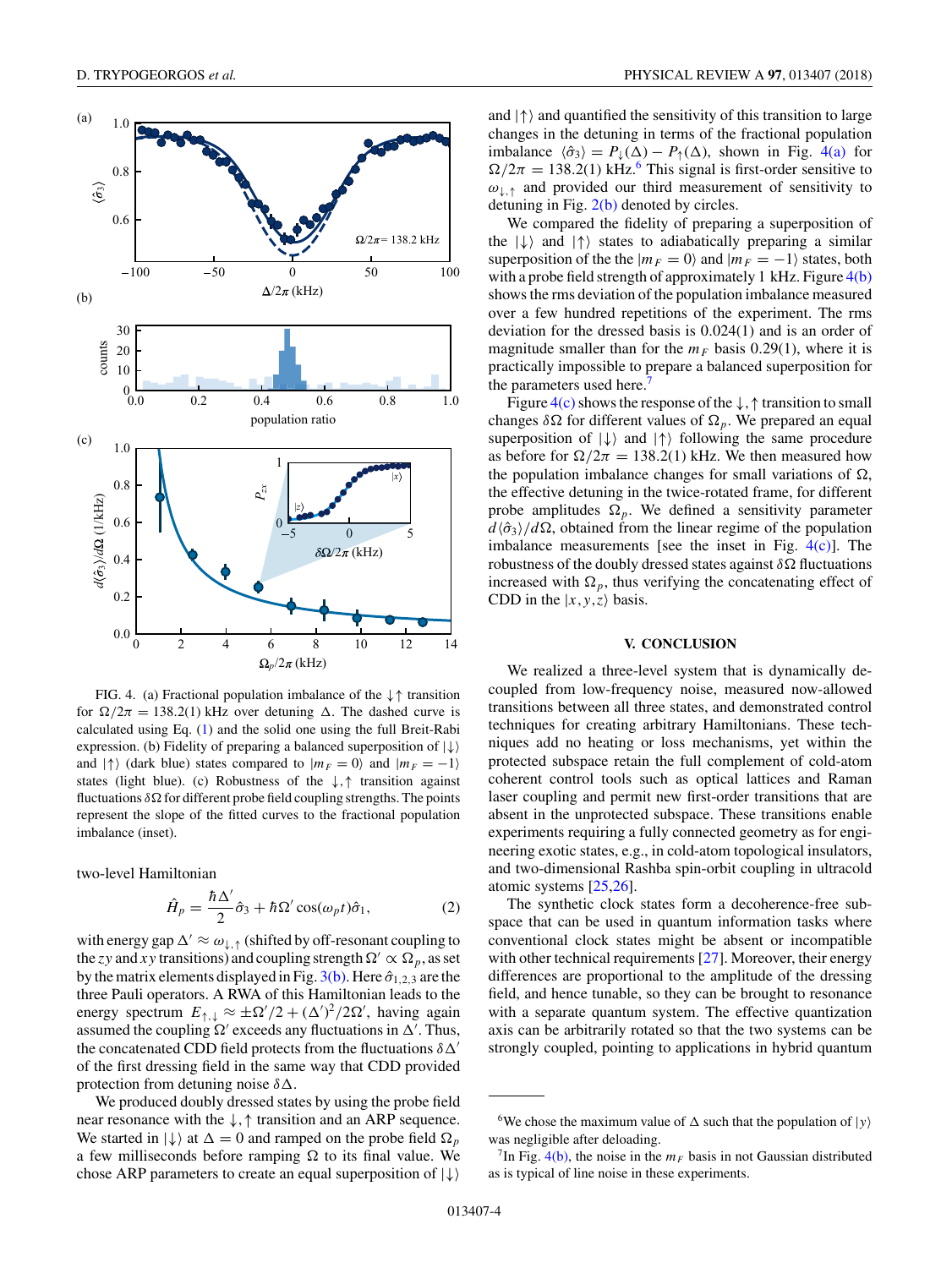FIG. 4. (a) Fractional population imbalance of the $\downarrow\uparrow$ transition for $\Omega/2\pi = 138.2(1)$ kHz over detuning $\Delta$. The dashed curve is calculated using Eq. (1) and the solid one using the full Breit-Rabi expression. (b) Fidelity of preparing a balanced superposition of $|\downarrow\rangle$ and $|\uparrow\rangle$ (dark blue) states compared to $|m_F = 0\rangle$ and $|m_F = -1\rangle$ states (light blue). (c) Robustness of the $\downarrow,\uparrow$ transition against fluctuations $\delta\Omega$ for different probe field coupling strengths. The points represent the slope of the fitted curves to the fractional population imbalance (inset).

two-level Hamiltonian

$$\hat{H}_p = \frac{\hbar\Delta'}{2}\hat{\sigma}_3 + \hbar\Omega'\cos(\omega_p t)\hat{\sigma}_1, \tag{2}$$

with energy gap $\Delta' \approx \omega_{\downarrow,\uparrow}$ (shifted by off-resonant coupling to the $zy$ and $xy$ transitions) and coupling strength $\Omega' \propto \Omega_p$, as set by the matrix elements displayed in Fig. 3(b). Here $\hat{\sigma}_{1,2,3}$ are the three Pauli operators. A RWA of this Hamiltonian leads to the energy spectrum $E_{\uparrow,\downarrow} \approx \pm\Omega'/2 + (\Delta')^2/2\Omega'$, having again assumed the coupling $\Omega'$ exceeds any fluctuations in $\Delta'$. Thus, the concatenated CDD field protects from the fluctuations $\delta\Delta'$ of the first dressing field in the same way that CDD provided protection from detuning noise $\delta\Delta$.

We produced doubly dressed states by using the probe field near resonance with the $\downarrow,\uparrow$ transition and an ARP sequence. We started in $|\downarrow\rangle$ at $\Delta = 0$ and ramped on the probe field $\Omega_p$ a few milliseconds before ramping $\Omega$ to its final value. We chose ARP parameters to create an equal superposition of $|\downarrow\rangle$ and $|\uparrow\rangle$ and quantified the sensitivity of this transition to large changes in the detuning in terms of the fractional population imbalance $\langle\hat{\sigma}_3\rangle = P_\downarrow(\Delta) - P_\uparrow(\Delta)$, shown in Fig. 4(a) for $\Omega/2\pi = 138.2(1)$ kHz.[6] This signal is first-order sensitive to $\omega_{\downarrow,\uparrow}$ and provided our third measurement of sensitivity to detuning in Fig. 2(b) denoted by circles.

We compared the fidelity of preparing a superposition of the $|\downarrow\rangle$ and $|\uparrow\rangle$ states to adiabatically preparing a similar superposition of the the $|m_F = 0\rangle$ and $|m_F = -1\rangle$ states, both with a probe field strength of approximately 1 kHz. Figure 4(b) shows the rms deviation of the population imbalance measured over a few hundred repetitions of the experiment. The rms deviation for the dressed basis is 0.024(1) and is an order of magnitude smaller than for the $m_F$ basis 0.29(1), where it is practically impossible to prepare a balanced superposition for the parameters used here.[7]

Figure 4(c) shows the response of the $\downarrow,\uparrow$ transition to small changes $\delta\Omega$ for different values of $\Omega_p$. We prepared an equal superposition of $|\downarrow\rangle$ and $|\uparrow\rangle$ following the same procedure as before for $\Omega/2\pi = 138.2(1)$ kHz. We then measured how the population imbalance changes for small variations of $\Omega$, the effective detuning in the twice-rotated frame, for different probe amplitudes $\Omega_p$. We defined a sensitivity parameter $d\langle\hat{\sigma}_3\rangle/d\Omega$, obtained from the linear regime of the population imbalance measurements [see the inset in Fig. 4(c)]. The robustness of the doubly dressed states against $\delta\Omega$ fluctuations increased with $\Omega_p$, thus verifying the concatenating effect of CDD in the $|x,y,z\rangle$ basis.

## V. CONCLUSION

We realized a three-level system that is dynamically decoupled from low-frequency noise, measured now-allowed transitions between all three states, and demonstrated control techniques for creating arbitrary Hamiltonians. These techniques add no heating or loss mechanisms, yet within the protected subspace retain the full complement of cold-atom coherent control tools such as optical lattices and Raman laser coupling and permit new first-order transitions that are absent in the unprotected subspace. These transitions enable experiments requiring a fully connected geometry as for engineering exotic states, e.g., in cold-atom topological insulators, and two-dimensional Rashba spin-orbit coupling in ultracold atomic systems [25,26].

The synthetic clock states form a decoherence-free subspace that can be used in quantum information tasks where conventional clock states might be absent or incompatible with other technical requirements [27]. Moreover, their energy differences are proportional to the amplitude of the dressing field, and hence tunable, so they can be brought to resonance with a separate quantum system. The effective quantization axis can be arbitrarily rotated so that the two systems can be strongly coupled, pointing to applications in hybrid quantum

[6] We chose the maximum value of $\Delta$ such that the population of $|y\rangle$ was negligible after deloading.

[7] In Fig. 4(b), the noise in the $m_F$ basis in not Gaussian distributed as is typical of line noise in these experiments.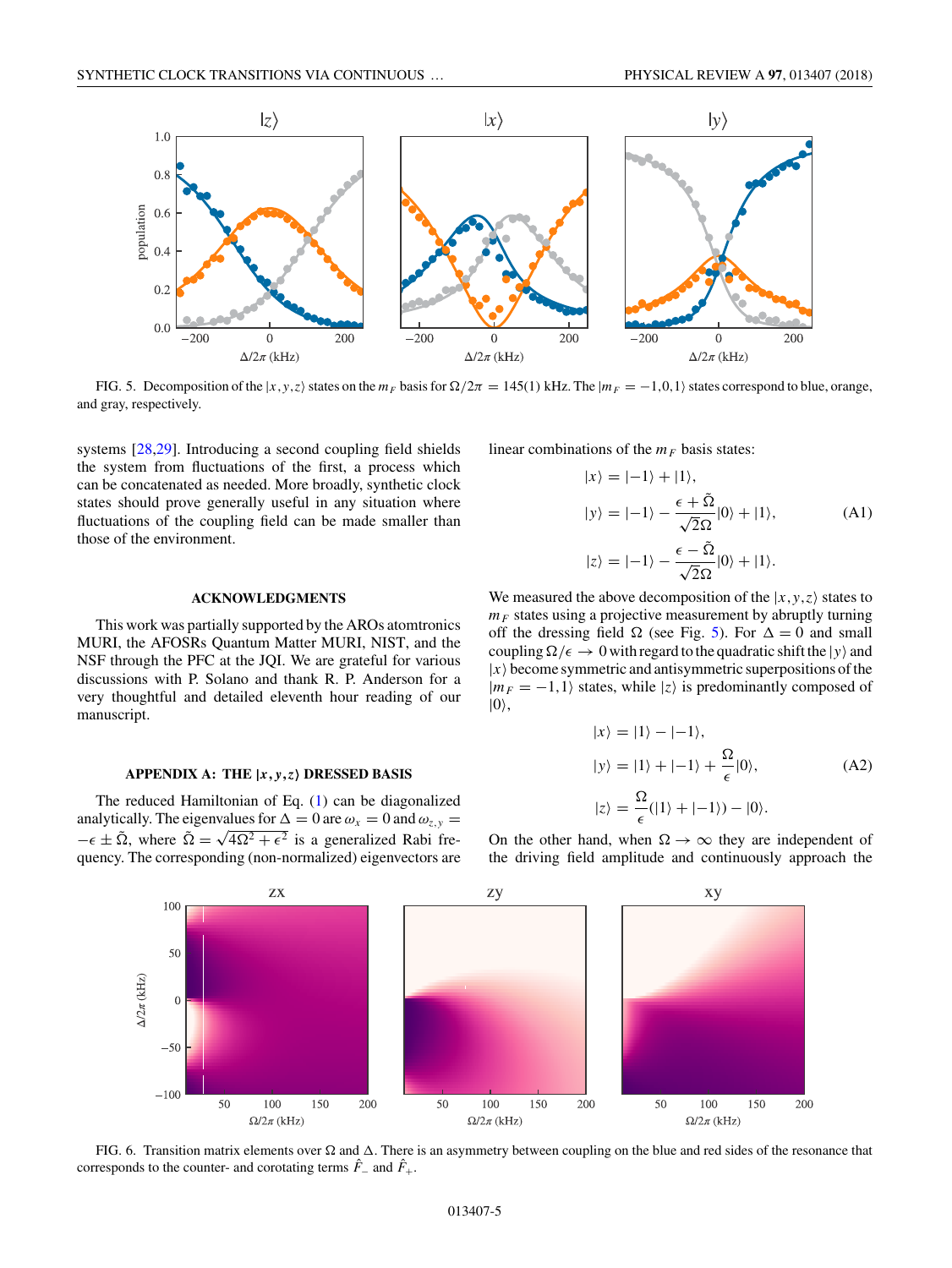FIG. 5. Decomposition of the $|x,y,z\rangle$ states on the $m_F$ basis for $\Omega/2\pi = 145(1)$ kHz. The $|m_F = -1,0,1\rangle$ states correspond to blue, orange, and gray, respectively.

systems [28,29]. Introducing a second coupling field shields the system from fluctuations of the first, a process which can be concatenated as needed. More broadly, synthetic clock states should prove generally useful in any situation where fluctuations of the coupling field can be made smaller than those of the environment.

## ACKNOWLEDGMENTS

This work was partially supported by the AROs atomtronics MURI, the AFOSRs Quantum Matter MURI, NIST, and the NSF through the PFC at the JQI. We are grateful for various discussions with P. Solano and thank R. P. Anderson for a very thoughtful and detailed eleventh hour reading of our manuscript.

## APPENDIX A: THE $|x,y,z\rangle$ DRESSED BASIS

The reduced Hamiltonian of Eq. (1) can be diagonalized analytically. The eigenvalues for $\Delta = 0$ are $\omega_x = 0$ and $\omega_{z,y} = -\epsilon \pm \tilde{\Omega}$, where $\tilde{\Omega} = \sqrt{4\Omega^2 + \epsilon^2}$ is a generalized Rabi frequency. The corresponding (non-normalized) eigenvectors are linear combinations of the $m_F$ basis states:

$$
\begin{aligned}
|x\rangle &= |-1\rangle + |1\rangle, \\
|y\rangle &= |-1\rangle - \frac{\epsilon + \tilde{\Omega}}{\sqrt{2}\Omega}|0\rangle + |1\rangle, \\
|z\rangle &= |-1\rangle - \frac{\epsilon - \tilde{\Omega}}{\sqrt{2}\Omega}|0\rangle + |1\rangle.
\end{aligned}
\tag{A1}
$$

We measured the above decomposition of the $|x,y,z\rangle$ states to $m_F$ states using a projective measurement by abruptly turning off the dressing field $\Omega$ (see Fig. 5). For $\Delta = 0$ and small coupling $\Omega/\epsilon \rightarrow 0$ with regard to the quadratic shift the $|y\rangle$ and $|x\rangle$ become symmetric and antisymmetric superpositions of the $|m_F = -1,1\rangle$ states, while $|z\rangle$ is predominantly composed of $|0\rangle$,

$$
\begin{aligned}
|x\rangle &= |1\rangle - |-1\rangle, \\
|y\rangle &= |1\rangle + |-1\rangle + \frac{\Omega}{\epsilon}|0\rangle, \\
|z\rangle &= \frac{\Omega}{\epsilon}(|1\rangle + |-1\rangle) - |0\rangle.
\end{aligned}
\tag{A2}
$$

On the other hand, when $\Omega \rightarrow \infty$ they are independent of the driving field amplitude and continuously approach the

FIG. 6. Transition matrix elements over $\Omega$ and $\Delta$. There is an asymmetry between coupling on the blue and red sides of the resonance that corresponds to the counter- and corotating terms $\hat{F}_-$ and $\hat{F}_+$.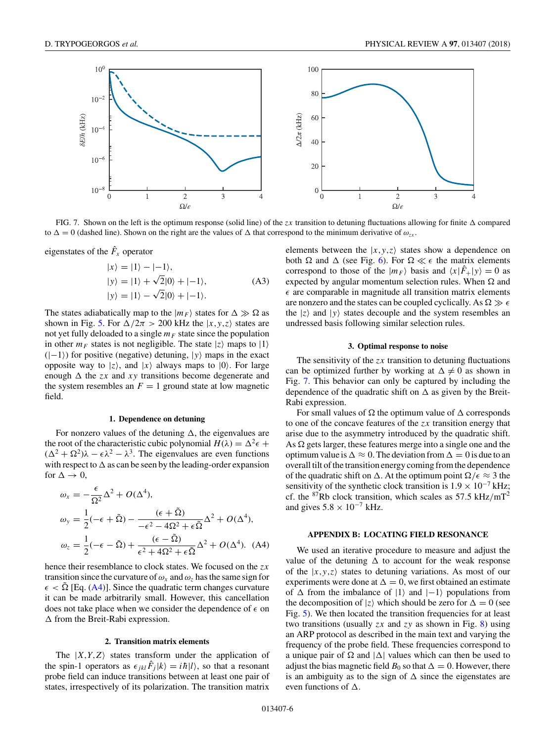FIG. 7. Shown on the left is the optimum response (solid line) of the $zx$ transition to detuning fluctuations allowing for finite $\Delta$ compared to $\Delta = 0$ (dashed line). Shown on the right are the values of $\Delta$ that correspond to the minimum derivative of $\omega_{zx}$.

eigenstates of the $\hat{F}_x$ operator

$$
\begin{aligned}
|x\rangle &= |1\rangle - |-1\rangle, \\
|y\rangle &= |1\rangle + \sqrt{2}|0\rangle + |-1\rangle, \\
|y\rangle &= |1\rangle - \sqrt{2}|0\rangle + |-1\rangle.
\end{aligned} \tag{A3}
$$

The states adiabatically map to the $|m_F\rangle$ states for $\Delta \gg \Omega$ as shown in Fig. 5. For $\Delta/2\pi > 200$ kHz the $|x,y,z\rangle$ states are not yet fully deloaded to a single $m_F$ state since the population in other $m_F$ states is not negligible. The state $|z\rangle$ maps to $|1\rangle$ ($|-1\rangle$) for positive (negative) detuning, $|y\rangle$ maps in the exact opposite way to $|z\rangle$, and $|x\rangle$ always maps to $|0\rangle$. For large enough $\Delta$ the $zx$ and $xy$ transitions become degenerate and the system resembles an $F = 1$ ground state at low magnetic field.

#### 1. Dependence on detuning

For nonzero values of the detuning $\Delta$, the eigenvalues are the root of the characteristic cubic polynomial $H(\lambda) = \Delta^2\epsilon + (\Delta^2 + \Omega^2)\lambda - \epsilon\lambda^2 - \lambda^3$. The eigenvalues are even functions with respect to $\Delta$ as can be seen by the leading-order expansion for $\Delta \to 0$,

$$
\begin{aligned}
\omega_x &= -\frac{\epsilon}{\Omega^2}\Delta^2 + O(\Delta^4), \\
\omega_y &= \frac{1}{2}(-\epsilon + \tilde{\Omega}) - \frac{(\epsilon + \tilde{\Omega})}{-\epsilon^2 - 4\Omega^2 + \epsilon\tilde{\Omega}}\Delta^2 + O(\Delta^4), \\
\omega_z &= \frac{1}{2}(-\epsilon - \tilde{\Omega}) + \frac{(\epsilon - \tilde{\Omega})}{\epsilon^2 + 4\Omega^2 + \epsilon\tilde{\Omega}}\Delta^2 + O(\Delta^4).
\end{aligned} \tag{A4}
$$

hence their resemblance to clock states. We focused on the $zx$ transition since the curvature of $\omega_x$ and $\omega_z$ has the same sign for $\epsilon < \tilde{\Omega}$ [Eq. (A4)]. Since the quadratic term changes curvature it can be made arbitrarily small. However, this cancellation does not take place when we consider the dependence of $\epsilon$ on $\Delta$ from the Breit-Rabi expression.

#### 2. Transition matrix elements

The $|X,Y,Z\rangle$ states transform under the application of the spin-1 operators as $\epsilon_{jkl}\hat{F}_j|k\rangle = i\hbar|l\rangle$, so that a resonant probe field can induce transitions between at least one pair of states, irrespectively of its polarization. The transition matrix elements between the $|x,y,z\rangle$ states show a dependence on both $\Omega$ and $\Delta$ (see Fig. 6). For $\Omega \ll \epsilon$ the matrix elements correspond to those of the $|m_F\rangle$ basis and $\langle x|\hat{F}_+|y\rangle = 0$ as expected by angular momentum selection rules. When $\Omega$ and $\epsilon$ are comparable in magnitude all transition matrix elements are nonzero and the states can be coupled cyclically. As $\Omega \gg \epsilon$ the $|z\rangle$ and $|y\rangle$ states decouple and the system resembles an undressed basis following similar selection rules.

#### 3. Optimal response to noise

The sensitivity of the $zx$ transition to detuning fluctuations can be optimized further by working at $\Delta \neq 0$ as shown in Fig. 7. This behavior can only be captured by including the dependence of the quadratic shift on $\Delta$ as given by the Breit-Rabi expression.

For small values of $\Omega$ the optimum value of $\Delta$ corresponds to one of the concave features of the $zx$ transition energy that arise due to the asymmetry introduced by the quadratic shift. As $\Omega$ gets larger, these features merge into a single one and the optimum value is $\Delta \approx 0$. The deviation from $\Delta = 0$ is due to an overall tilt of the transition energy coming from the dependence of the quadratic shift on $\Delta$. At the optimum point $\Omega/\epsilon \approx 3$ the sensitivity of the synthetic clock transition is $1.9 \times 10^{-7}$ kHz; cf. the $^{87}$Rb clock transition, which scales as 57.5 kHz/mT$^2$ and gives $5.8 \times 10^{-7}$ kHz.

## APPENDIX B: LOCATING FIELD RESONANCE

We used an iterative procedure to measure and adjust the value of the detuning $\Delta$ to account for the weak response of the $|x,y,z\rangle$ states to detuning variations. As most of our experiments were done at $\Delta = 0$, we first obtained an estimate of $\Delta$ from the imbalance of $|1\rangle$ and $|-1\rangle$ populations from the decomposition of $|z\rangle$ which should be zero for $\Delta = 0$ (see Fig. 5). We then located the transition frequencies for at least two transitions (usually $zx$ and $zy$ as shown in Fig. 8) using an ARP protocol as described in the main text and varying the frequency of the probe field. These frequencies correspond to a unique pair of $\Omega$ and $|\Delta|$ values which can then be used to adjust the bias magnetic field $B_0$ so that $\Delta = 0$. However, there is an ambiguity as to the sign of $\Delta$ since the eigenstates are even functions of $\Delta$.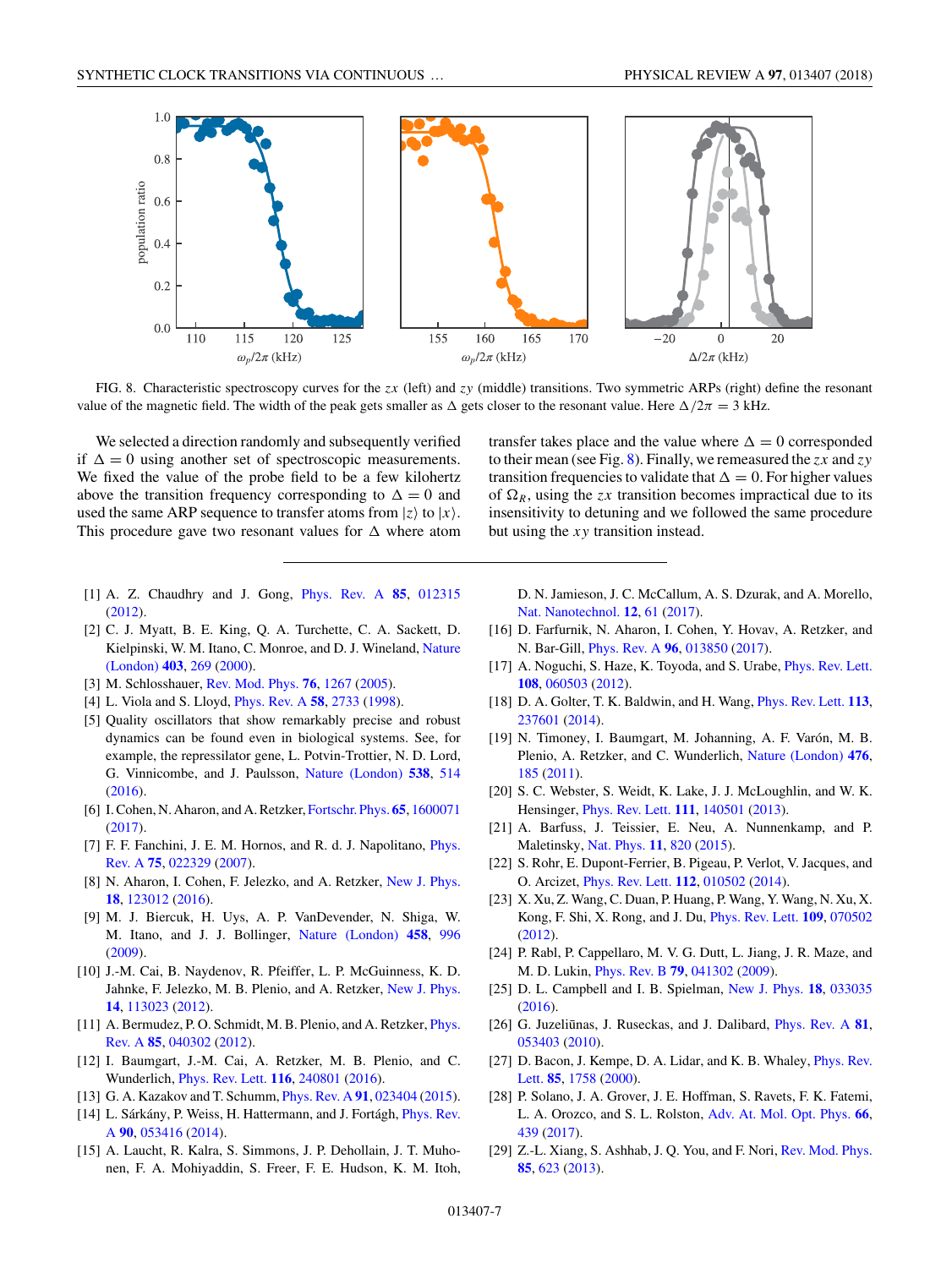population ratio

1.0
0.8
0.6
0.4
0.2
0.0

110 115 120 125

$\omega_p/2\pi$ (kHz)

155 160 165 170

$\omega_p/2\pi$ (kHz)

−20 0 20

$\Delta/2\pi$ (kHz)

FIG. 8. Characteristic spectroscopy curves for the $zx$ (left) and $zy$ (middle) transitions. Two symmetric ARPs (right) define the resonant value of the magnetic field. The width of the peak gets smaller as $\Delta$ gets closer to the resonant value. Here $\Delta/2\pi = 3$ kHz.

We selected a direction randomly and subsequently verified if $\Delta = 0$ using another set of spectroscopic measurements. We fixed the value of the probe field to be a few kilohertz above the transition frequency corresponding to $\Delta = 0$ and used the same ARP sequence to transfer atoms from $|z\rangle$ to $|x\rangle$. This procedure gave two resonant values for $\Delta$ where atom transfer takes place and the value where $\Delta = 0$ corresponded to their mean (see Fig. 8). Finally, we remeasured the $zx$ and $zy$ transition frequencies to validate that $\Delta = 0$. For higher values of $\Omega_R$, using the $zx$ transition becomes impractical due to its insensitivity to detuning and we followed the same procedure but using the $xy$ transition instead.

---

[1] A. Z. Chaudhry and J. Gong, Phys. Rev. A **85**, 012315 (2012).

[2] C. J. Myatt, B. E. King, Q. A. Turchette, C. A. Sackett, D. Kielpinski, W. M. Itano, C. Monroe, and D. J. Wineland, Nature (London) **403**, 269 (2000).

[3] M. Schlosshauer, Rev. Mod. Phys. **76**, 1267 (2005).

[4] L. Viola and S. Lloyd, Phys. Rev. A **58**, 2733 (1998).

[5] Quality oscillators that show remarkably precise and robust dynamics can be found even in biological systems. See, for example, the repressilator gene, L. Potvin-Trottier, N. D. Lord, G. Vinnicombe, and J. Paulsson, Nature (London) **538**, 514 (2016).

[6] I. Cohen, N. Aharon, and A. Retzker, Fortschr. Phys. **65**, 1600071 (2017).

[7] F. F. Fanchini, J. E. M. Hornos, and R. d. J. Napolitano, Phys. Rev. A **75**, 022329 (2007).

[8] N. Aharon, I. Cohen, F. Jelezko, and A. Retzker, New J. Phys. **18**, 123012 (2016).

[9] M. J. Biercuk, H. Uys, A. P. VanDevender, N. Shiga, W. M. Itano, and J. J. Bollinger, Nature (London) **458**, 996 (2009).

[10] J.-M. Cai, B. Naydenov, R. Pfeiffer, L. P. McGuinness, K. D. Jahnke, F. Jelezko, M. B. Plenio, and A. Retzker, New J. Phys. **14**, 113023 (2012).

[11] A. Bermudez, P. O. Schmidt, M. B. Plenio, and A. Retzker, Phys. Rev. A **85**, 040302 (2012).

[12] I. Baumgart, J.-M. Cai, A. Retzker, M. B. Plenio, and C. Wunderlich, Phys. Rev. Lett. **116**, 240801 (2016).

[13] G. A. Kazakov and T. Schumm, Phys. Rev. A **91**, 023404 (2015).

[14] L. Sárkány, P. Weiss, H. Hattermann, and J. Fortágh, Phys. Rev. A **90**, 053416 (2014).

[15] A. Laucht, R. Kalra, S. Simmons, J. P. Dehollain, J. T. Muhonen, F. A. Mohiyaddin, S. Freer, F. E. Hudson, K. M. Itoh, D. N. Jamieson, J. C. McCallum, A. S. Dzurak, and A. Morello, Nat. Nanotechnol. **12**, 61 (2017).

[16] D. Farfurnik, N. Aharon, I. Cohen, Y. Hovav, A. Retzker, and N. Bar-Gill, Phys. Rev. A **96**, 013850 (2017).

[17] A. Noguchi, S. Haze, K. Toyoda, and S. Urabe, Phys. Rev. Lett. **108**, 060503 (2012).

[18] D. A. Golter, T. K. Baldwin, and H. Wang, Phys. Rev. Lett. **113**, 237601 (2014).

[19] N. Timoney, I. Baumgart, M. Johanning, A. F. Varón, M. B. Plenio, A. Retzker, and C. Wunderlich, Nature (London) **476**, 185 (2011).

[20] S. C. Webster, S. Weidt, K. Lake, J. J. McLoughlin, and W. K. Hensinger, Phys. Rev. Lett. **111**, 140501 (2013).

[21] A. Barfuss, J. Teissier, E. Neu, A. Nunnenkamp, and P. Maletinsky, Nat. Phys. **11**, 820 (2015).

[22] S. Rohr, E. Dupont-Ferrier, B. Pigeau, P. Verlot, V. Jacques, and O. Arcizet, Phys. Rev. Lett. **112**, 010502 (2014).

[23] X. Xu, Z. Wang, C. Duan, P. Huang, P. Wang, Y. Wang, N. Xu, X. Kong, F. Shi, X. Rong, and J. Du, Phys. Rev. Lett. **109**, 070502 (2012).

[24] P. Rabl, P. Cappellaro, M. V. G. Dutt, L. Jiang, J. R. Maze, and M. D. Lukin, Phys. Rev. B **79**, 041302 (2009).

[25] D. L. Campbell and I. B. Spielman, New J. Phys. **18**, 033035 (2016).

[26] G. Juzeliūnas, J. Ruseckas, and J. Dalibard, Phys. Rev. A **81**, 053403 (2010).

[27] D. Bacon, J. Kempe, D. A. Lidar, and K. B. Whaley, Phys. Rev. Lett. **85**, 1758 (2000).

[28] P. Solano, J. A. Grover, J. E. Hoffman, S. Ravets, F. K. Fatemi, L. A. Orozco, and S. L. Rolston, Adv. At. Mol. Opt. Phys. **66**, 439 (2017).

[29] Z.-L. Xiang, S. Ashhab, J. Q. You, and F. Nori, Rev. Mod. Phys. **85**, 623 (2013).